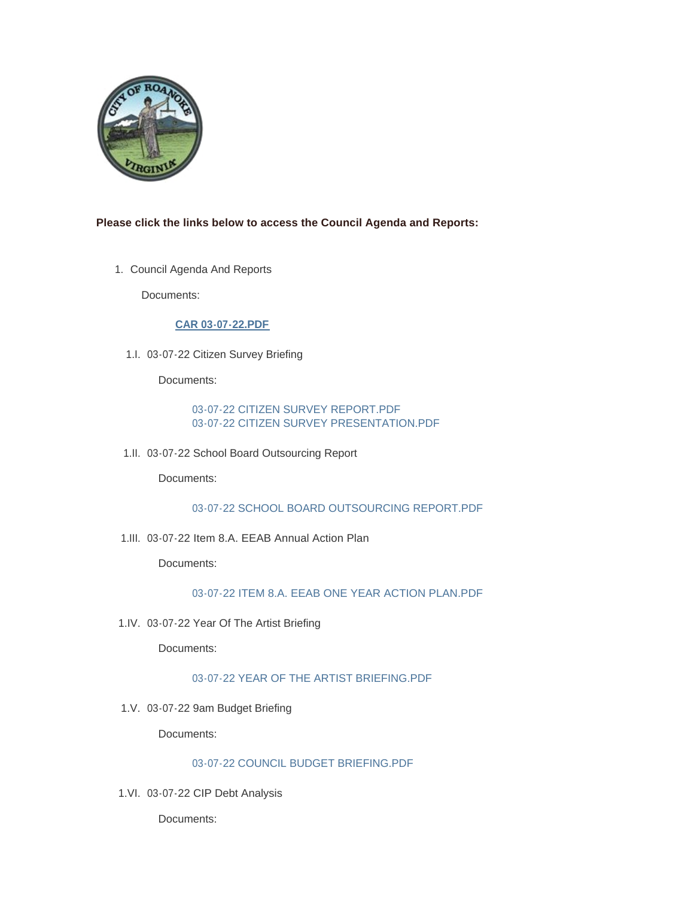**Please click the links below to access the Council Agenda and Reports:**

1. Council Agenda And Reports

   Documents:

   [CAR 03-07-22.PDF]

   1.I. 03-07-22 Citizen Survey Briefing

   Documents:

   03-07-22 CITIZEN SURVEY REPORT.PDF
   03-07-22 CITIZEN SURVEY PRESENTATION.PDF

   1.II. 03-07-22 School Board Outsourcing Report

   Documents:

   03-07-22 SCHOOL BOARD OUTSOURCING REPORT.PDF

   1.III. 03-07-22 Item 8.A. EEAB Annual Action Plan

   Documents:

   03-07-22 ITEM 8.A. EEAB ONE YEAR ACTION PLAN.PDF

   1.IV. 03-07-22 Year Of The Artist Briefing

   Documents:

   03-07-22 YEAR OF THE ARTIST BRIEFING.PDF

   1.V. 03-07-22 9am Budget Briefing

   Documents:

   03-07-22 COUNCIL BUDGET BRIEFING.PDF

   1.VI. 03-07-22 CIP Debt Analysis

   Documents: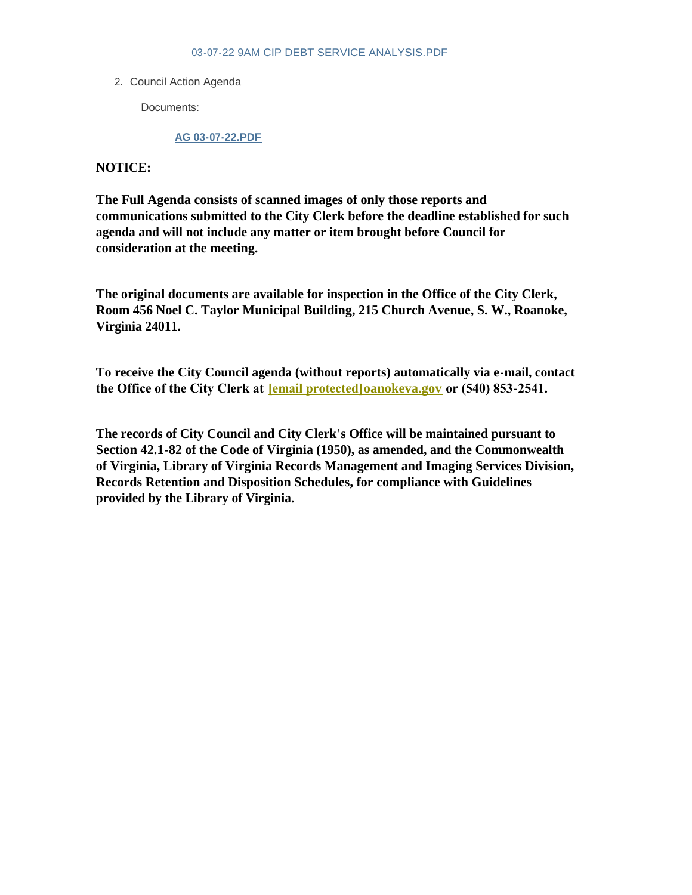03-07-22 9AM CIP DEBT SERVICE ANALYSIS.PDF

2. Council Action Agenda

   Documents:

   AG 03-07-22.PDF

**NOTICE:**

**The Full Agenda consists of scanned images of only those reports and communications submitted to the City Clerk before the deadline established for such agenda and will not include any matter or item brought before Council for consideration at the meeting.**

**The original documents are available for inspection in the Office of the City Clerk, Room 456 Noel C. Taylor Municipal Building, 215 Church Avenue, S. W., Roanoke, Virginia 24011.**

**To receive the City Council agenda (without reports) automatically via e-mail, contact the Office of the City Clerk at [email protected]oanokeva.gov or (540) 853-2541.**

**The records of City Council and City Clerk's Office will be maintained pursuant to Section 42.1-82 of the Code of Virginia (1950), as amended, and the Commonwealth of Virginia, Library of Virginia Records Management and Imaging Services Division, Records Retention and Disposition Schedules, for compliance with Guidelines provided by the Library of Virginia.**